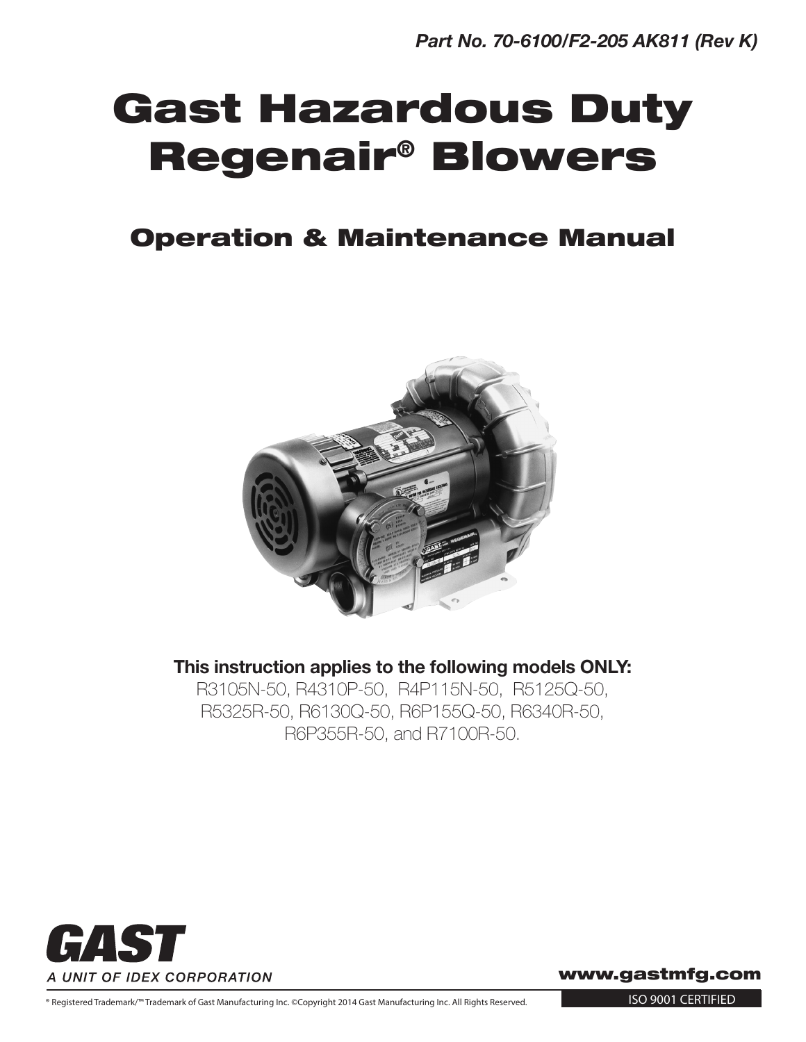*Part No. 70-6100/F2-205 AK811 (Rev K)*

# Gast Hazardous Duty Regenair® Blowers

## Operation & Maintenance Manual

**This instruction applies to the following models ONLY:**
R3105N-50, R4310P-50, R4P115N-50, R5125Q-50, R5325R-50, R6130Q-50, R6P155Q-50, R6340R-50, R6P355R-50, and R7100R-50.

GAST
*A UNIT OF IDEX CORPORATION*

**www.gastmfg.com**

® Registered Trademark/™ Trademark of Gast Manufacturing Inc. ©Copyright 2014 Gast Manufacturing Inc. All Rights Reserved.

ISO 9001 CERTIFIED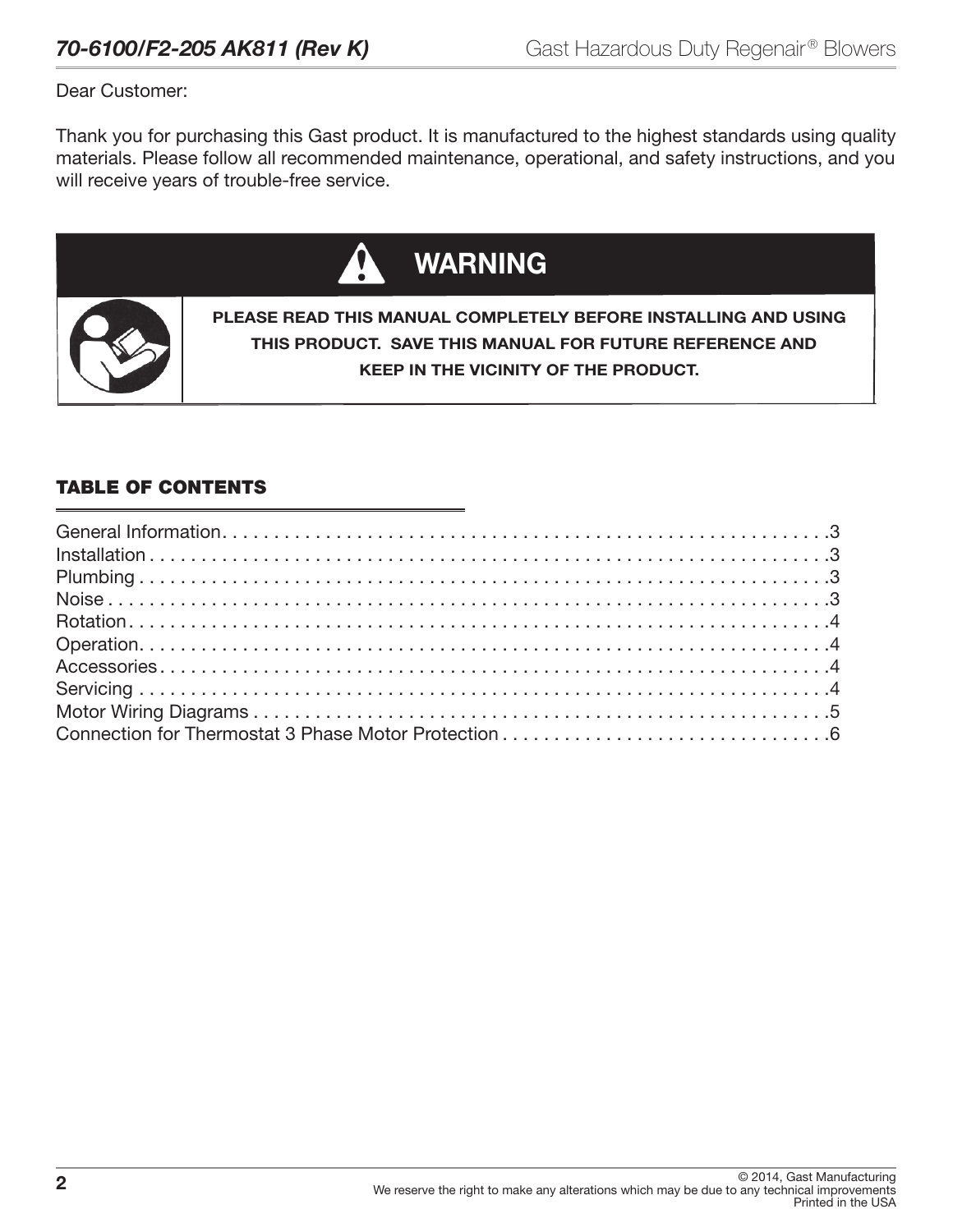Dear Customer:

Thank you for purchasing this Gast product. It is manufactured to the highest standards using quality materials. Please follow all recommended maintenance, operational, and safety instructions, and you will receive years of trouble-free service.

## WARNING

**PLEASE READ THIS MANUAL COMPLETELY BEFORE INSTALLING AND USING THIS PRODUCT. SAVE THIS MANUAL FOR FUTURE REFERENCE AND KEEP IN THE VICINITY OF THE PRODUCT.**

## TABLE OF CONTENTS

| Section | Page |
| --- | --- |
| General Information | 3 |
| Installation | 3 |
| Plumbing | 3 |
| Noise | 3 |
| Rotation | 4 |
| Operation | 4 |
| Accessories | 4 |
| Servicing | 4 |
| Motor Wiring Diagrams | 5 |
| Connection for Thermostat 3 Phase Motor Protection | 6 |

© 2014, Gast Manufacturing
We reserve the right to make any alterations which may be due to any technical improvements
Printed in the USA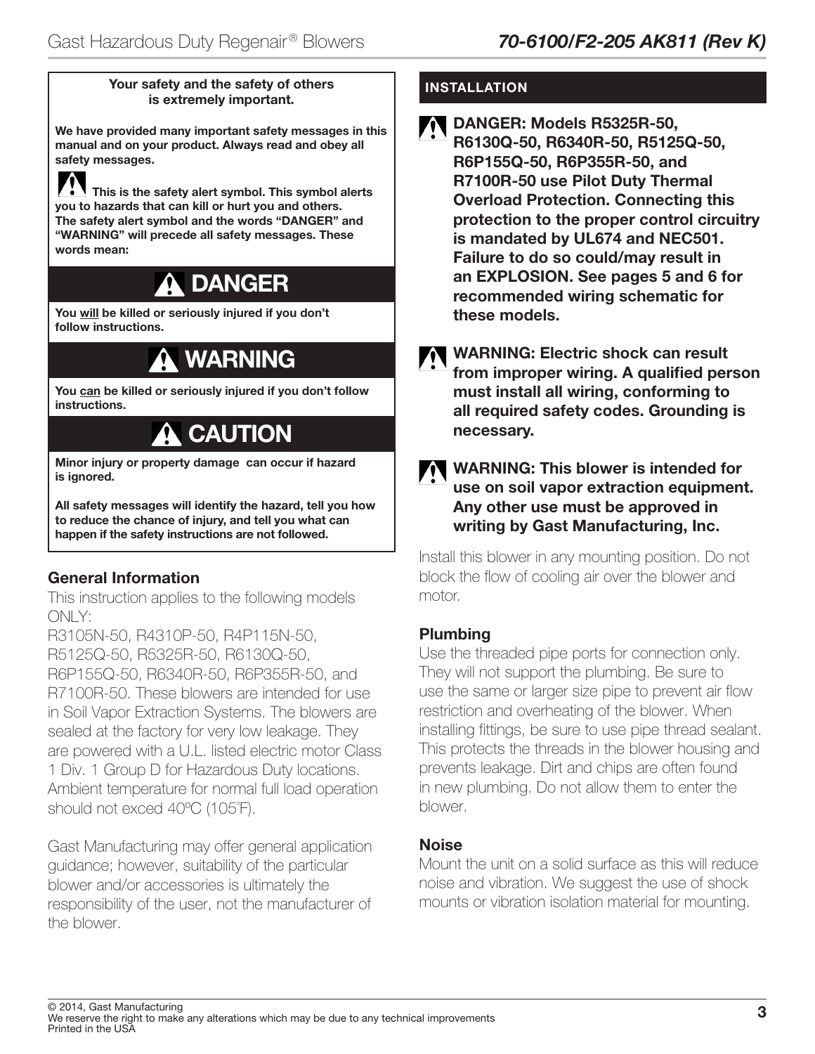**Your safety and the safety of others is extremely important.**

**We have provided many important safety messages in this manual and on your product. Always read and obey all safety messages.**

⚠ **This is the safety alert symbol. This symbol alerts you to hazards that can kill or hurt you and others. The safety alert symbol and the words "DANGER" and "WARNING" will precede all safety messages. These words mean:**

## ⚠ DANGER

**You will be killed or seriously injured if you don't follow instructions.**

## ⚠ WARNING

**You can be killed or seriously injured if you don't follow instructions.**

## ⚠ CAUTION

**Minor injury or property damage can occur if hazard is ignored.**

**All safety messages will identify the hazard, tell you how to reduce the chance of injury, and tell you what can happen if the safety instructions are not followed.**

### General Information

This instruction applies to the following models ONLY:
R3105N-50, R4310P-50, R4P115N-50, R5125Q-50, R5325R-50, R6130Q-50, R6P155Q-50, R6340R-50, R6P355R-50, and R7100R-50. These blowers are intended for use in Soil Vapor Extraction Systems. The blowers are sealed at the factory for very low leakage. They are powered with a U.L. listed electric motor Class 1 Div. 1 Group D for Hazardous Duty locations. Ambient temperature for normal full load operation should not exced 40ºC (105˚F).

Gast Manufacturing may offer general application guidance; however, suitability of the particular blower and/or accessories is ultimately the responsibility of the user, not the manufacturer of the blower.

## INSTALLATION

⚠ **DANGER: Models R5325R-50, R6130Q-50, R6340R-50, R5125Q-50, R6P155Q-50, R6P355R-50, and R7100R-50 use Pilot Duty Thermal Overload Protection. Connecting this protection to the proper control circuitry is mandated by UL674 and NEC501. Failure to do so could/may result in an EXPLOSION. See pages 5 and 6 for recommended wiring schematic for these models.**

⚠ **WARNING: Electric shock can result from improper wiring. A qualified person must install all wiring, conforming to all required safety codes. Grounding is necessary.**

⚠ **WARNING: This blower is intended for use on soil vapor extraction equipment. Any other use must be approved in writing by Gast Manufacturing, Inc.**

Install this blower in any mounting position. Do not block the flow of cooling air over the blower and motor.

### Plumbing

Use the threaded pipe ports for connection only. They will not support the plumbing. Be sure to use the same or larger size pipe to prevent air flow restriction and overheating of the blower. When installing fittings, be sure to use pipe thread sealant. This protects the threads in the blower housing and prevents leakage. Dirt and chips are often found in new plumbing. Do not allow them to enter the blower.

### Noise

Mount the unit on a solid surface as this will reduce noise and vibration. We suggest the use of shock mounts or vibration isolation material for mounting.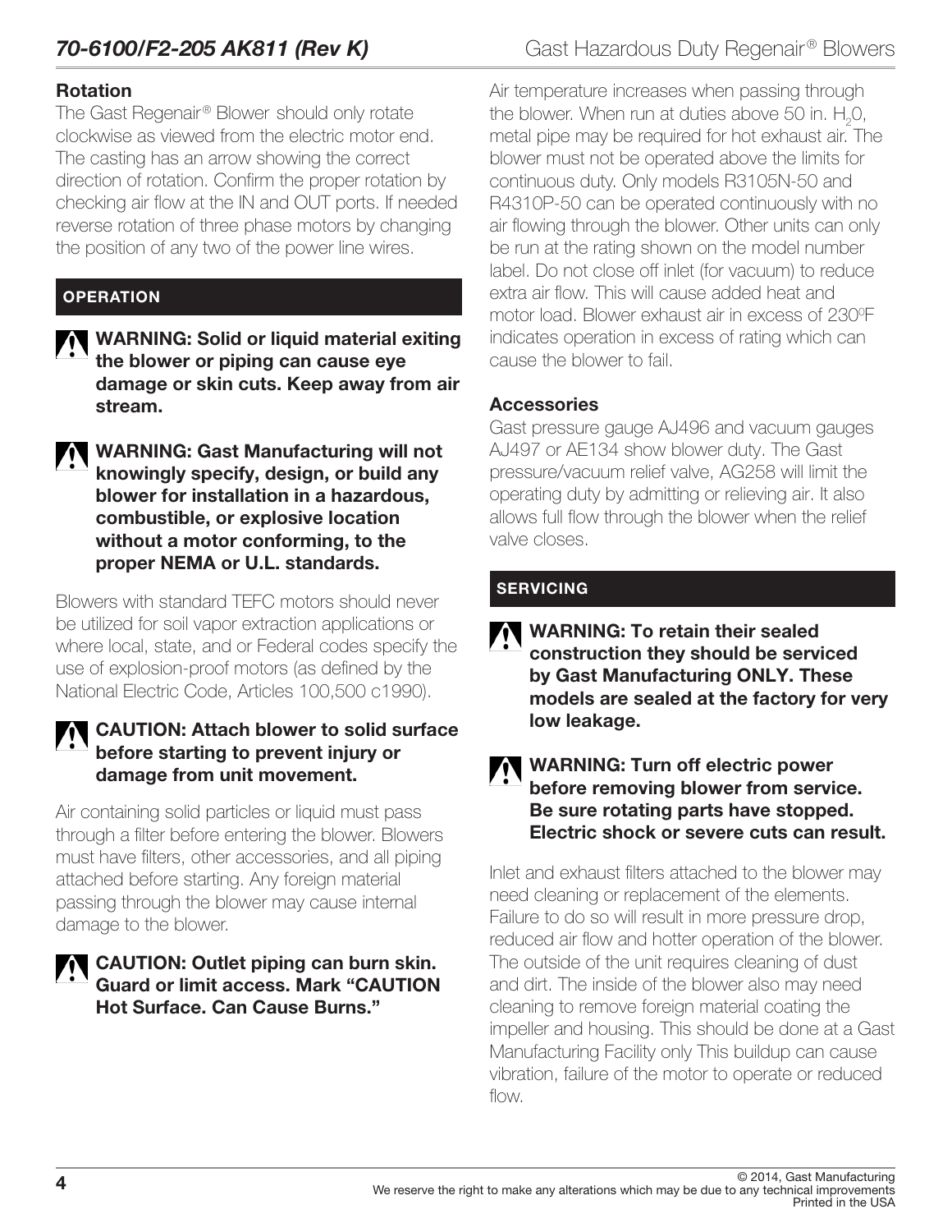### Rotation

The Gast Regenair® Blower should only rotate clockwise as viewed from the electric motor end. The casting has an arrow showing the correct direction of rotation. Confirm the proper rotation by checking air flow at the IN and OUT ports. If needed reverse rotation of three phase motors by changing the position of any two of the power line wires.

## OPERATION

**WARNING: Solid or liquid material exiting the blower or piping can cause eye damage or skin cuts. Keep away from air stream.**

**WARNING: Gast Manufacturing will not knowingly specify, design, or build any blower for installation in a hazardous, combustible, or explosive location without a motor conforming, to the proper NEMA or U.L. standards.**

Blowers with standard TEFC motors should never be utilized for soil vapor extraction applications or where local, state, and or Federal codes specify the use of explosion-proof motors (as defined by the National Electric Code, Articles 100,500 c1990).

**CAUTION: Attach blower to solid surface before starting to prevent injury or damage from unit movement.**

Air containing solid particles or liquid must pass through a filter before entering the blower. Blowers must have filters, other accessories, and all piping attached before starting. Any foreign material passing through the blower may cause internal damage to the blower.

**CAUTION: Outlet piping can burn skin. Guard or limit access. Mark "CAUTION Hot Surface. Can Cause Burns."**

Air temperature increases when passing through the blower. When run at duties above 50 in. $H_2O$, metal pipe may be required for hot exhaust air. The blower must not be operated above the limits for continuous duty. Only models R3105N-50 and R4310P-50 can be operated continuously with no air flowing through the blower. Other units can only be run at the rating shown on the model number label. Do not close off inlet (for vacuum) to reduce extra air flow. This will cause added heat and motor load. Blower exhaust air in excess of 230°F indicates operation in excess of rating which can cause the blower to fail.

### Accessories

Gast pressure gauge AJ496 and vacuum gauges AJ497 or AE134 show blower duty. The Gast pressure/vacuum relief valve, AG258 will limit the operating duty by admitting or relieving air. It also allows full flow through the blower when the relief valve closes.

## SERVICING

**WARNING: To retain their sealed construction they should be serviced by Gast Manufacturing ONLY. These models are sealed at the factory for very low leakage.**

**WARNING: Turn off electric power before removing blower from service. Be sure rotating parts have stopped. Electric shock or severe cuts can result.**

Inlet and exhaust filters attached to the blower may need cleaning or replacement of the elements. Failure to do so will result in more pressure drop, reduced air flow and hotter operation of the blower. The outside of the unit requires cleaning of dust and dirt. The inside of the blower also may need cleaning to remove foreign material coating the impeller and housing. This should be done at a Gast Manufacturing Facility only This buildup can cause vibration, failure of the motor to operate or reduced flow.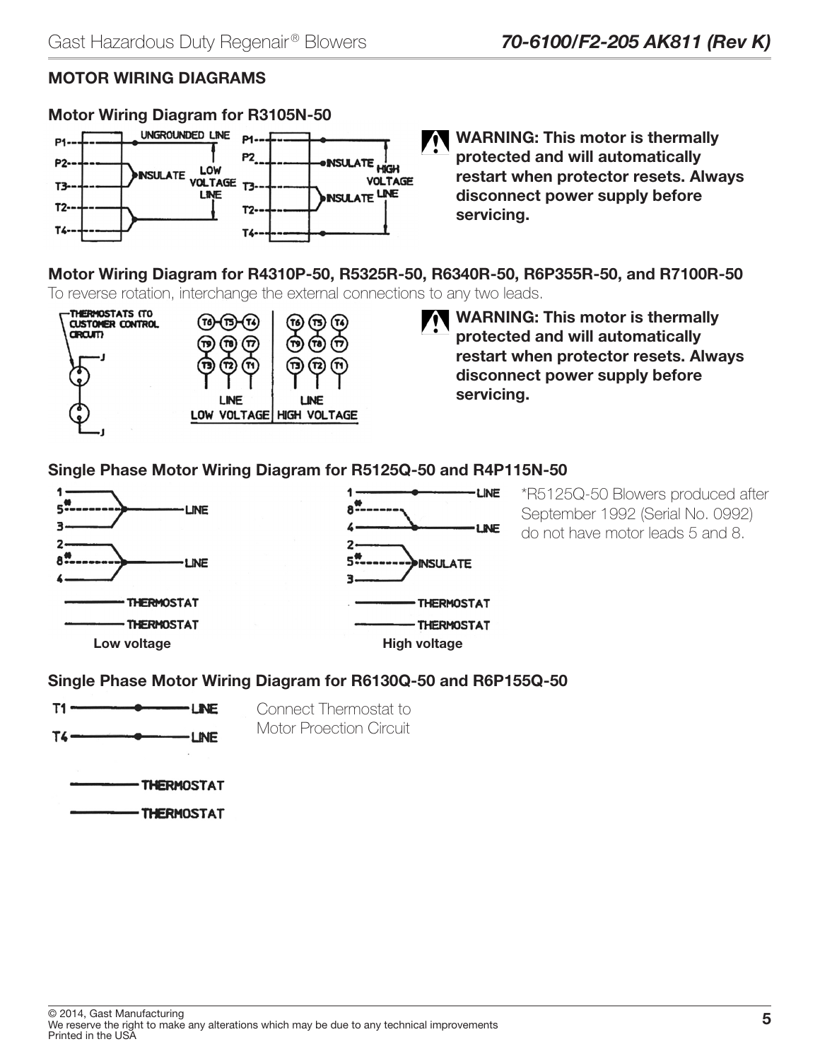## MOTOR WIRING DIAGRAMS

### Motor Wiring Diagram for R3105N-50

P1 — UNGROUNDED LINE
P2, T3 — INSULATE
T2, T4 — LOW VOLTAGE LINE

P1
P2 — INSULATE
T3 — INSULATE
T2
T4 — HIGH VOLTAGE LINE

**WARNING: This motor is thermally protected and will automatically restart when protector resets. Always disconnect power supply before servicing.**

### Motor Wiring Diagram for R4310P-50, R5325R-50, R6340R-50, R6P355R-50, and R7100R-50

To reverse rotation, interchange the external connections to any two leads.

THERMOSTATS (TO CUSTOMER CONTROL CIRCUIT)

J

J

T6 T5 T4
T9 T8 T7
T3 T2 T1
LINE
LOW VOLTAGE

T6 T5 T4
T9 T8 T7
T3 T2 T1
LINE
HIGH VOLTAGE

**WARNING: This motor is thermally protected and will automatically restart when protector resets. Always disconnect power supply before servicing.**

### Single Phase Motor Wiring Diagram for R5125Q-50 and R4P115N-50

1, 5*, 3 — LINE
2, 8*, 4 — LINE
THERMOSTAT
THERMOSTAT

Low voltage

1 — LINE
8*, 4 — LINE
2, 5*, 3 — INSULATE
THERMOSTAT
THERMOSTAT

High voltage

*R5125Q-50 Blowers produced after September 1992 (Serial No. 0992) do not have motor leads 5 and 8.

### Single Phase Motor Wiring Diagram for R6130Q-50 and R6P155Q-50

T1 — LINE
T4 — LINE

THERMOSTAT
THERMOSTAT

Connect Thermostat to Motor Proection Circuit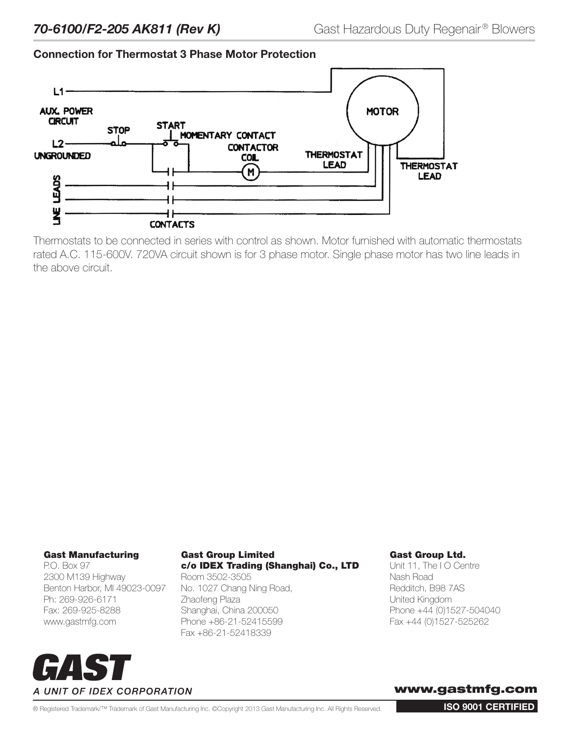### Connection for Thermostat 3 Phase Motor Protection

L1

AUX. POWER CIRCUIT

STOP

START

MOMENTARY CONTACT

L2

UNGROUNDED

CONTACTOR COIL

M

THERMOSTAT LEAD

MOTOR

THERMOSTAT LEAD

LINE LEADS

CONTACTS

Thermostats to be connected in series with control as shown. Motor furnished with automatic thermostats rated A.C. 115-600V. 720VA circuit shown is for 3 phase motor. Single phase motor has two line leads in the above circuit.

**Gast Manufacturing**
P.O. Box 97
2300 M139 Highway
Benton Harbor, MI 49023-0097
Ph: 269-926-6171
Fax: 269-925-8288
www.gastmfg.com

**Gast Group Limited**
**c/o IDEX Trading (Shanghai) Co., LTD**
Room 3502-3505
No. 1027 Chang Ning Road,
Zhaofeng Plaza
Shanghai, China 200050
Phone +86-21-52415599
Fax +86-21-52418339

**Gast Group Ltd.**
Unit 11, The I O Centre
Nash Road
Redditch, B98 7AS
United Kingdom
Phone +44 (0)1527-504040
Fax +44 (0)1527-525262

GAST
*A UNIT OF IDEX CORPORATION*

**www.gastmfg.com**

® Registered Trademark/™ Trademark of Gast Manufacturing Inc. ©Copyright 2013 Gast Manufacturing Inc. All Rights Reserved.

**ISO 9001 CERTIFIED**